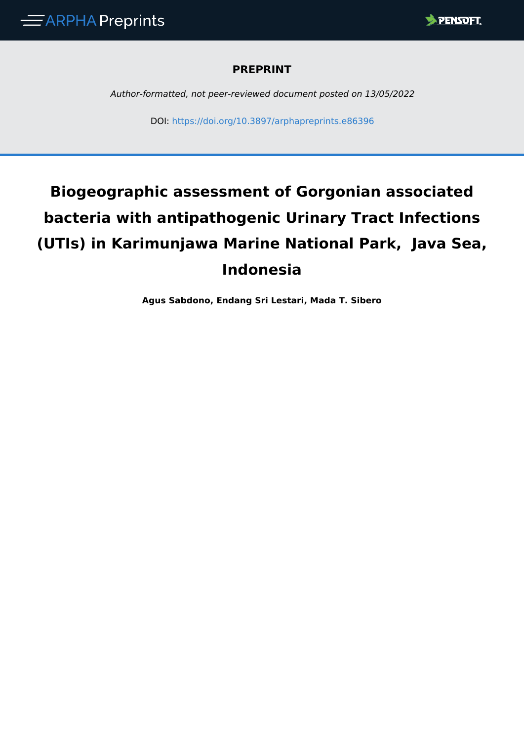**PREPRINT**

*Author-formatted, not peer-reviewed document posted on 13/05/2022*

DOI: https://doi.org/10.3897/arphapreprints.e86396

# Biogeographic assessment of Gorgonian associated bacteria with antipathogenic Urinary Tract Infections (UTIs) in Karimunjawa Marine National Park, Java Sea, Indonesia

**Agus Sabdono, Endang Sri Lestari, Mada T. Sibero**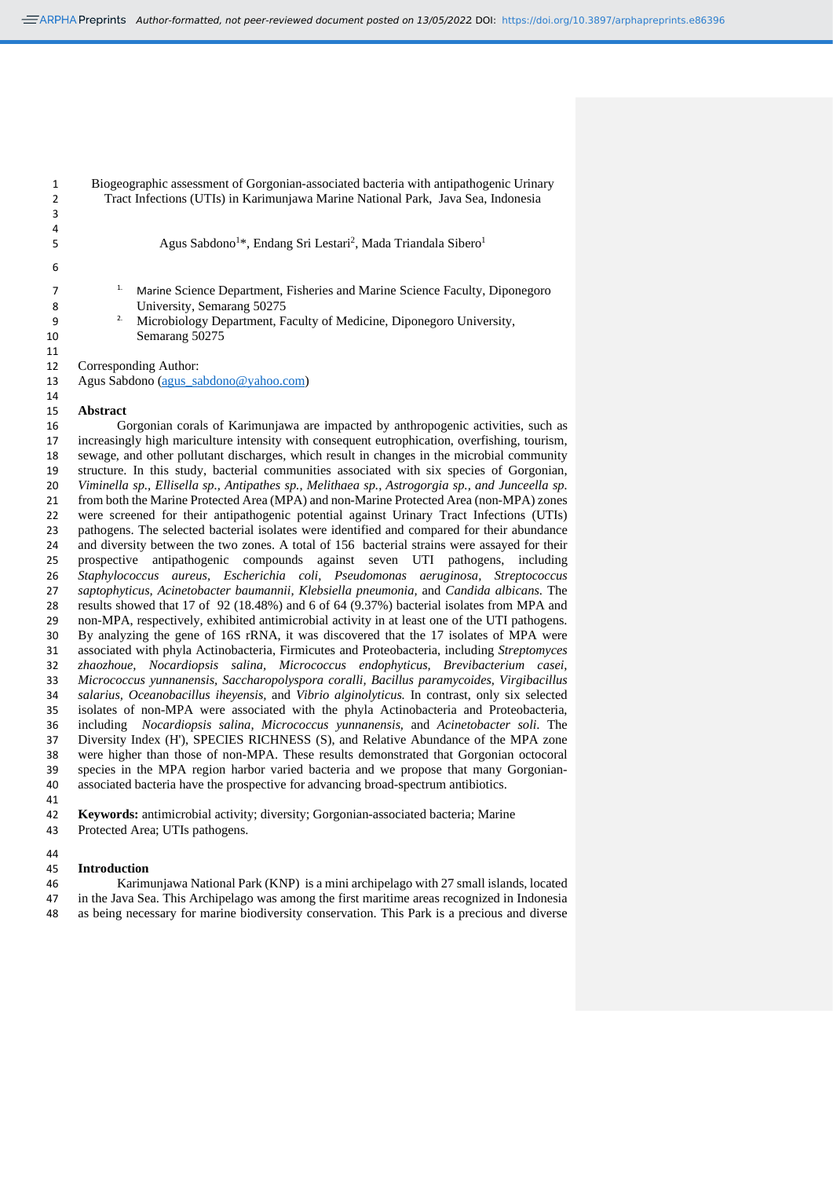Biogeographic assessment of Gorgonian-associated bacteria with antipathogenic Urinary Tract Infections (UTIs) in Karimunjawa Marine National Park, Java Sea, Indonesia

Agus Sabdono[1]*, Endang Sri Lestari[2], Mada Triandala Sibero[1]

[1.] Marine Science Department, Fisheries and Marine Science Faculty, Diponegoro University, Semarang 50275

[2.] Microbiology Department, Faculty of Medicine, Diponegoro University, Semarang 50275

Corresponding Author:
Agus Sabdono (agus_sabdono@yahoo.com)

## Abstract

Gorgonian corals of Karimunjawa are impacted by anthropogenic activities, such as increasingly high mariculture intensity with consequent eutrophication, overfishing, tourism, sewage, and other pollutant discharges, which result in changes in the microbial community structure. In this study, bacterial communities associated with six species of Gorgonian, *Viminella sp., Ellisella sp., Antipathes sp., Melithaea sp., Astrogorgia sp., and Junceella sp.* from both the Marine Protected Area (MPA) and non-Marine Protected Area (non-MPA) zones were screened for their antipathogenic potential against Urinary Tract Infections (UTIs) pathogens. The selected bacterial isolates were identified and compared for their abundance and diversity between the two zones. A total of 156 bacterial strains were assayed for their prospective antipathogenic compounds against seven UTI pathogens, including *Staphylococcus aureus, Escherichia coli, Pseudomonas aeruginosa, Streptococcus saptophyticus, Acinetobacter baumannii, Klebsiella pneumonia*, and *Candida albicans*. The results showed that 17 of 92 (18.48%) and 6 of 64 (9.37%) bacterial isolates from MPA and non-MPA, respectively, exhibited antimicrobial activity in at least one of the UTI pathogens. By analyzing the gene of 16S rRNA, it was discovered that the 17 isolates of MPA were associated with phyla Actinobacteria, Firmicutes and Proteobacteria, including *Streptomyces zhaozhoue, Nocardiopsis salina, Micrococcus endophyticus, Brevibacterium casei, Micrococcus yunnanensis, Saccharopolyspora coralli, Bacillus paramycoides, Virgibacillus salarius, Oceanobacillus iheyensis*, and *Vibrio alginolyticus.* In contrast, only six selected isolates of non-MPA were associated with the phyla Actinobacteria and Proteobacteria, including *Nocardiopsis salina, Micrococcus yunnanensis*, and *Acinetobacter soli*. The Diversity Index (H'), SPECIES RICHNESS (S), and Relative Abundance of the MPA zone were higher than those of non-MPA. These results demonstrated that Gorgonian octocoral species in the MPA region harbor varied bacteria and we propose that many Gorgonian-associated bacteria have the prospective for advancing broad-spectrum antibiotics.

**Keywords:** antimicrobial activity; diversity; Gorgonian-associated bacteria; Marine Protected Area; UTIs pathogens.

## Introduction

Karimunjawa National Park (KNP) is a mini archipelago with 27 small islands, located in the Java Sea. This Archipelago was among the first maritime areas recognized in Indonesia as being necessary for marine biodiversity conservation. This Park is a precious and diverse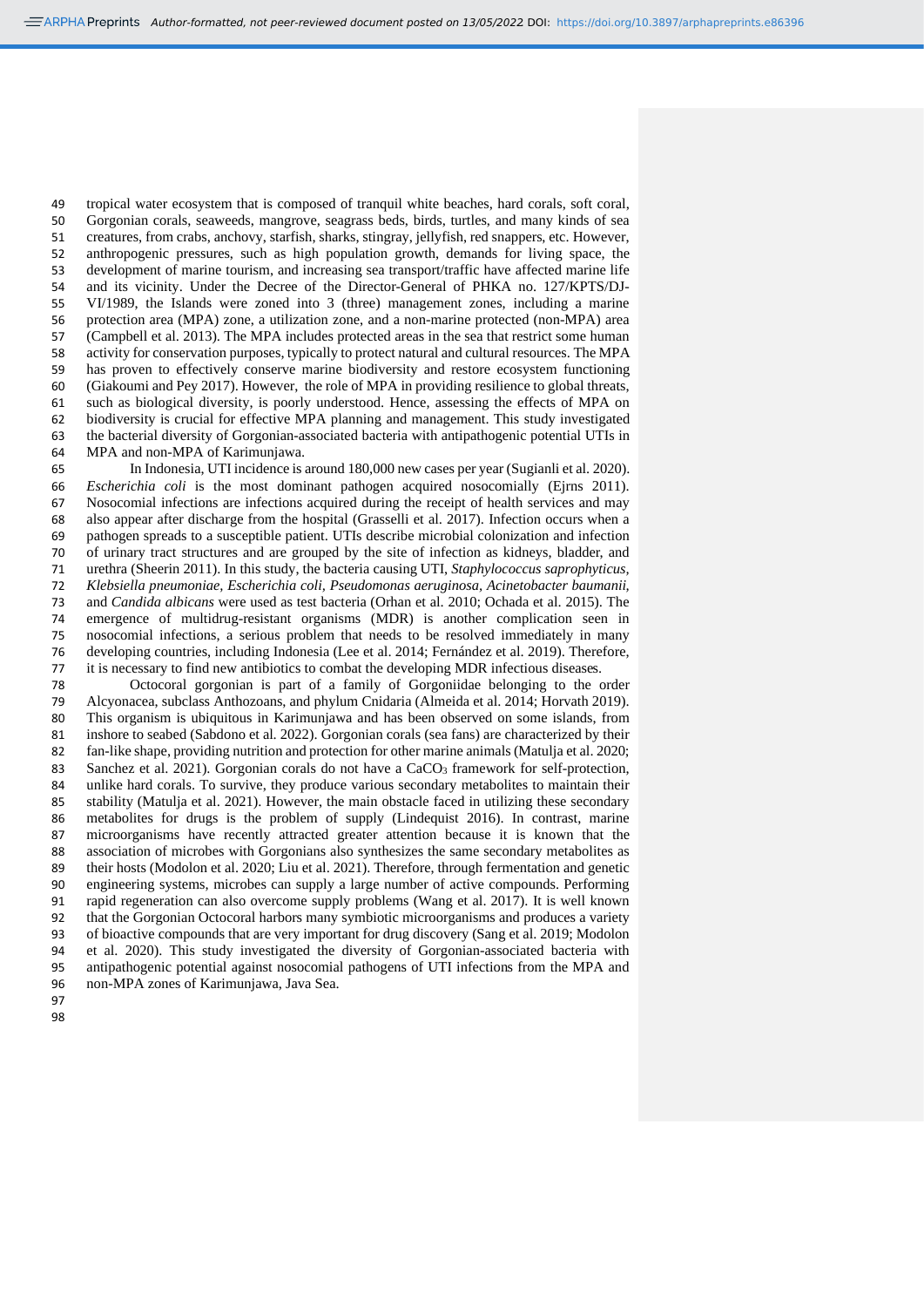tropical water ecosystem that is composed of tranquil white beaches, hard corals, soft coral, Gorgonian corals, seaweeds, mangrove, seagrass beds, birds, turtles, and many kinds of sea creatures, from crabs, anchovy, starfish, sharks, stingray, jellyfish, red snappers, etc. However, anthropogenic pressures, such as high population growth, demands for living space, the development of marine tourism, and increasing sea transport/traffic have affected marine life and its vicinity. Under the Decree of the Director-General of PHKA no. 127/KPTS/DJ-VI/1989, the Islands were zoned into 3 (three) management zones, including a marine protection area (MPA) zone, a utilization zone, and a non-marine protected (non-MPA) area (Campbell et al. 2013). The MPA includes protected areas in the sea that restrict some human activity for conservation purposes, typically to protect natural and cultural resources. The MPA has proven to effectively conserve marine biodiversity and restore ecosystem functioning (Giakoumi and Pey 2017). However, the role of MPA in providing resilience to global threats, such as biological diversity, is poorly understood. Hence, assessing the effects of MPA on biodiversity is crucial for effective MPA planning and management. This study investigated the bacterial diversity of Gorgonian-associated bacteria with antipathogenic potential UTIs in MPA and non-MPA of Karimunjawa.

In Indonesia, UTI incidence is around 180,000 new cases per year (Sugianli et al. 2020). *Escherichia coli* is the most dominant pathogen acquired nosocomially (Ejrns 2011). Nosocomial infections are infections acquired during the receipt of health services and may also appear after discharge from the hospital (Grasselli et al. 2017). Infection occurs when a pathogen spreads to a susceptible patient. UTIs describe microbial colonization and infection of urinary tract structures and are grouped by the site of infection as kidneys, bladder, and urethra (Sheerin 2011). In this study, the bacteria causing UTI, *Staphylococcus saprophyticus, Klebsiella pneumoniae, Escherichia coli, Pseudomonas aeruginosa, Acinetobacter baumanii,* and *Candida albicans* were used as test bacteria (Orhan et al. 2010; Ochada et al. 2015). The emergence of multidrug-resistant organisms (MDR) is another complication seen in nosocomial infections, a serious problem that needs to be resolved immediately in many developing countries, including Indonesia (Lee et al. 2014; Fernández et al. 2019). Therefore, it is necessary to find new antibiotics to combat the developing MDR infectious diseases.

Octocoral gorgonian is part of a family of Gorgoniidae belonging to the order Alcyonacea, subclass Anthozoans, and phylum Cnidaria (Almeida et al. 2014; Horvath 2019). This organism is ubiquitous in Karimunjawa and has been observed on some islands, from inshore to seabed (Sabdono et al. 2022). Gorgonian corals (sea fans) are characterized by their fan-like shape, providing nutrition and protection for other marine animals (Matulja et al. 2020; Sanchez et al. 2021). Gorgonian corals do not have a $CaCO_3$ framework for self-protection, unlike hard corals. To survive, they produce various secondary metabolites to maintain their stability (Matulja et al. 2021). However, the main obstacle faced in utilizing these secondary metabolites for drugs is the problem of supply (Lindequist 2016). In contrast, marine microorganisms have recently attracted greater attention because it is known that the association of microbes with Gorgonians also synthesizes the same secondary metabolites as their hosts (Modolon et al. 2020; Liu et al. 2021). Therefore, through fermentation and genetic engineering systems, microbes can supply a large number of active compounds. Performing rapid regeneration can also overcome supply problems (Wang et al. 2017). It is well known that the Gorgonian Octocoral harbors many symbiotic microorganisms and produces a variety of bioactive compounds that are very important for drug discovery (Sang et al. 2019; Modolon et al. 2020). This study investigated the diversity of Gorgonian-associated bacteria with antipathogenic potential against nosocomial pathogens of UTI infections from the MPA and non-MPA zones of Karimunjawa, Java Sea.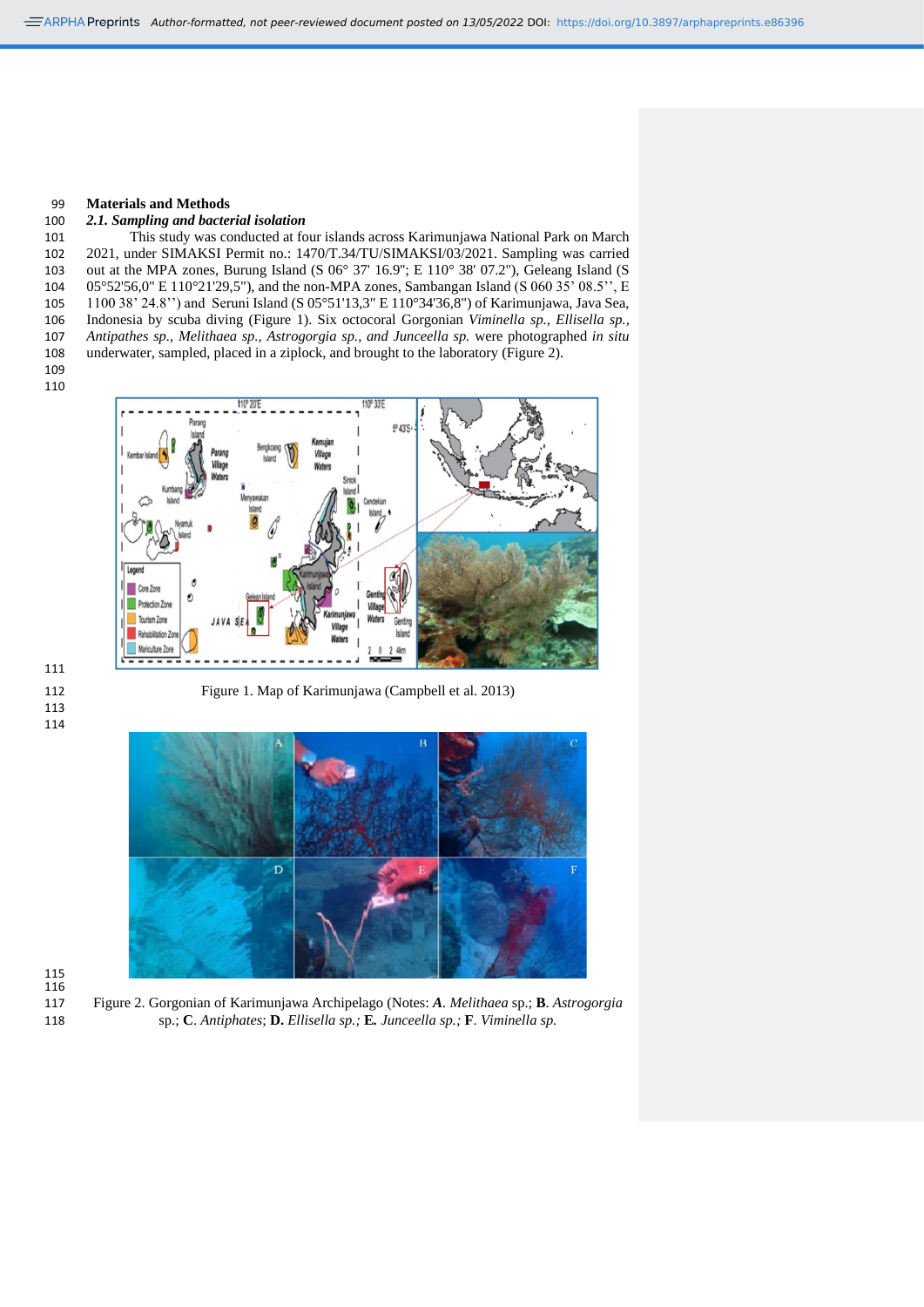## Materials and Methods

### *2.1. Sampling and bacterial isolation*

This study was conducted at four islands across Karimunjawa National Park on March 2021, under SIMAKSI Permit no.: 1470/T.34/TU/SIMAKSI/03/2021. Sampling was carried out at the MPA zones, Burung Island (S 06° 37' 16.9"; E 110° 38' 07.2"), Geleang Island (S 05°52'56,0" E 110°21'29,5"), and the non-MPA zones, Sambangan Island (S 060 35' 08.5'', E 1100 38' 24.8'') and Seruni Island (S 05°51'13,3" E 110°34'36,8") of Karimunjawa, Java Sea, Indonesia by scuba diving (Figure 1). Six octocoral Gorgonian *Viminella sp., Ellisella sp., Antipathes sp., Melithaea sp., Astrogorgia sp., and Junceella sp.* were photographed *in situ* underwater, sampled, placed in a ziplock, and brought to the laboratory (Figure 2).

Figure 1. Map of Karimunjawa (Campbell et al. 2013)

Figure 2. Gorgonian of Karimunjawa Archipelago (Notes: ***A***. *Melithaea* sp.; **B**. *Astrogorgia* sp.; **C**. *Antiphates*; **D.** *Ellisella sp.;* **E.** *Junceella sp.;* **F**. *Viminella sp.*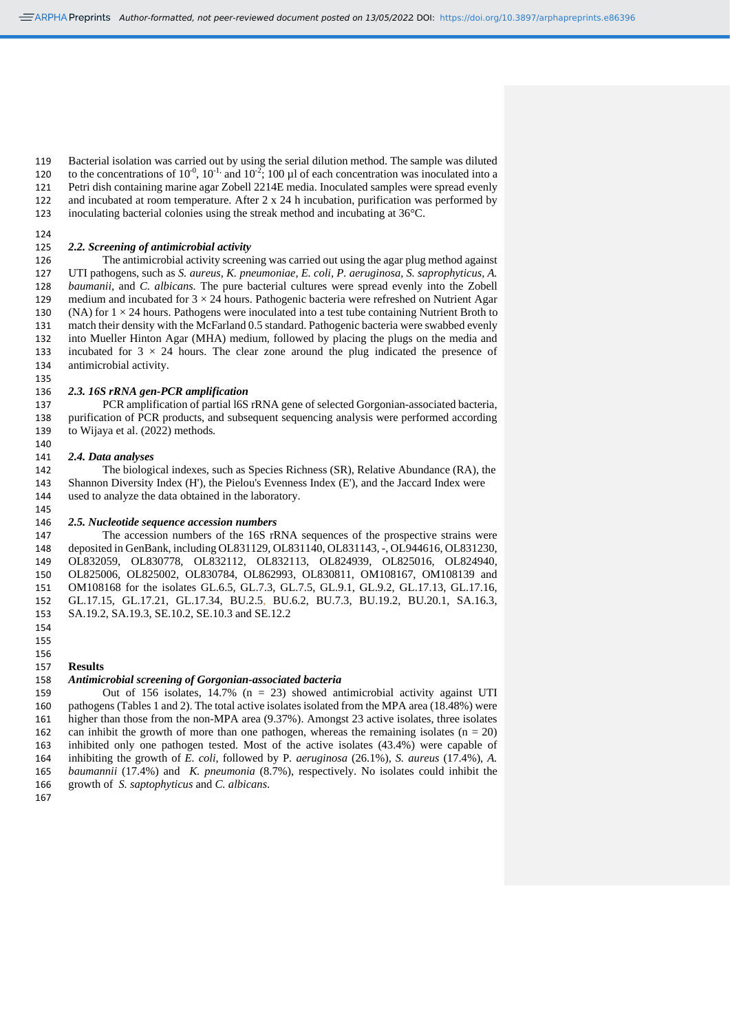Bacterial isolation was carried out by using the serial dilution method. The sample was diluted to the concentrations of $10^{-0}$, $10^{-1}$, and $10^{-2}$; 100 µl of each concentration was inoculated into a Petri dish containing marine agar Zobell 2214E media. Inoculated samples were spread evenly and incubated at room temperature. After 2 x 24 h incubation, purification was performed by inoculating bacterial colonies using the streak method and incubating at 36°C.

### *2.2. Screening of antimicrobial activity*

The antimicrobial activity screening was carried out using the agar plug method against UTI pathogens, such as *S. aureus, K. pneumoniae, E. coli, P. aeruginosa, S. saprophyticus, A. baumanii*, and *C. albicans.* The pure bacterial cultures were spread evenly into the Zobell medium and incubated for 3 × 24 hours. Pathogenic bacteria were refreshed on Nutrient Agar (NA) for 1 × 24 hours. Pathogens were inoculated into a test tube containing Nutrient Broth to match their density with the McFarland 0.5 standard. Pathogenic bacteria were swabbed evenly into Mueller Hinton Agar (MHA) medium, followed by placing the plugs on the media and incubated for 3 × 24 hours. The clear zone around the plug indicated the presence of antimicrobial activity.

### *2.3. 16S rRNA gen-PCR amplification*

PCR amplification of partial l6S rRNA gene of selected Gorgonian-associated bacteria, purification of PCR products, and subsequent sequencing analysis were performed according to Wijaya et al. (2022) methods.

### *2.4. Data analyses*

The biological indexes, such as Species Richness (SR), Relative Abundance (RA), the Shannon Diversity Index (H'), the Pielou's Evenness Index (E'), and the Jaccard Index were used to analyze the data obtained in the laboratory.

### *2.5. Nucleotide sequence accession numbers*

The accession numbers of the 16S rRNA sequences of the prospective strains were deposited in GenBank, including OL831129, OL831140, OL831143, -, OL944616, OL831230, OL832059, OL830778, OL832112, OL832113, OL824939, OL825016, OL824940, OL825006, OL825002, OL830784, OL862993, OL830811, OM108167, OM108139 and OM108168 for the isolates GL.6.5, GL.7.3, GL.7.5, GL.9.1, GL.9.2, GL.17.13, GL.17.16, GL.17.15, GL.17.21, GL.17.34, BU.2.5, BU.6.2, BU.7.3, BU.19.2, BU.20.1, SA.16.3, SA.19.2, SA.19.3, SE.10.2, SE.10.3 and SE.12.2

## Results

### *Antimicrobial screening of Gorgonian-associated bacteria*

Out of 156 isolates, 14.7% (n = 23) showed antimicrobial activity against UTI pathogens (Tables 1 and 2). The total active isolates isolated from the MPA area (18.48%) were higher than those from the non-MPA area (9.37%). Amongst 23 active isolates, three isolates can inhibit the growth of more than one pathogen, whereas the remaining isolates (n = 20) inhibited only one pathogen tested. Most of the active isolates (43.4%) were capable of inhibiting the growth of *E. coli*, followed by P. *aeruginosa* (26.1%), *S. aureus* (17.4%), *A. baumannii* (17.4%) and *K. pneumonia* (8.7%), respectively. No isolates could inhibit the growth of *S. saptophyticus* and *C. albicans.*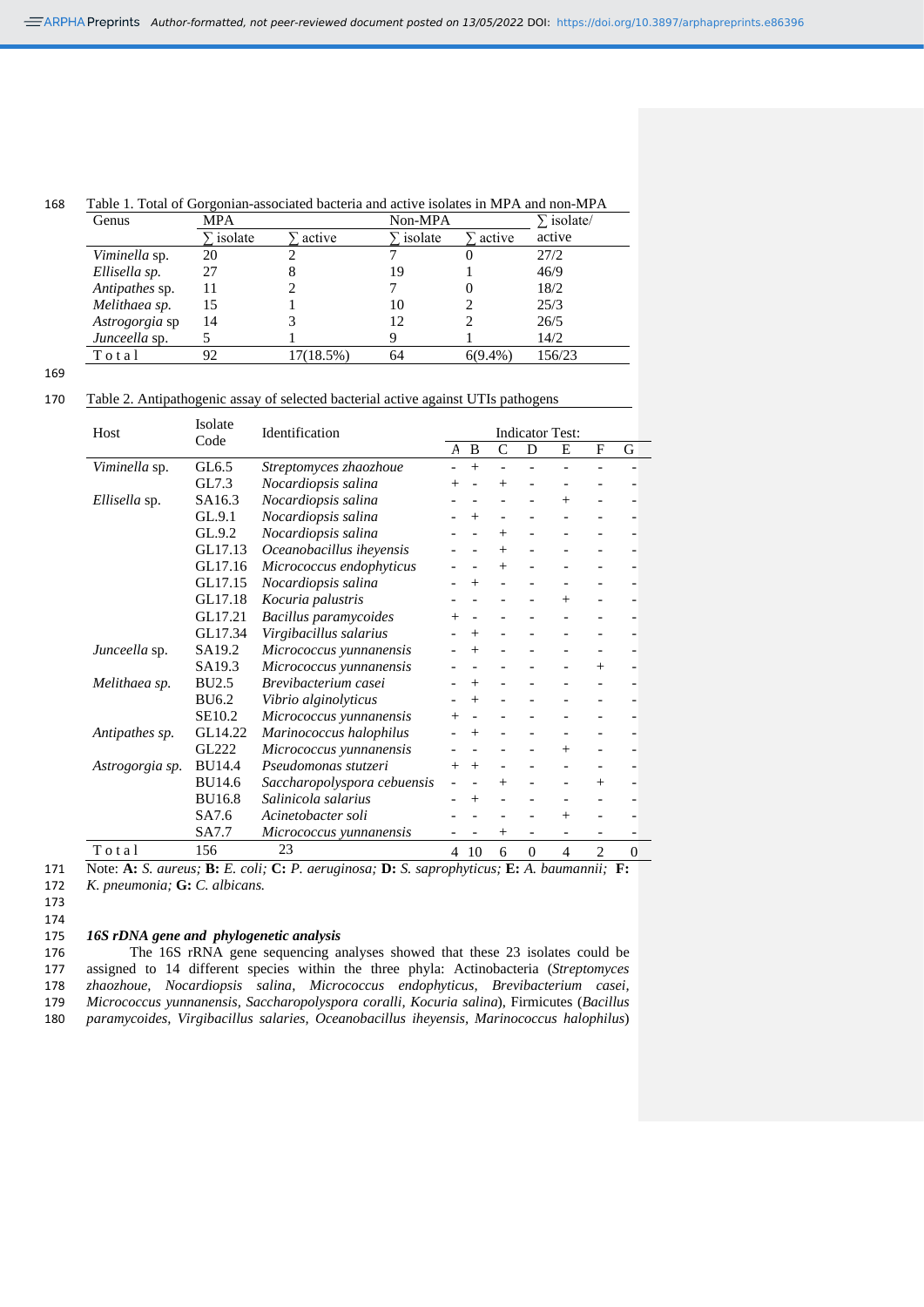Table 1. Total of Gorgonian-associated bacteria and active isolates in MPA and non-MPA

| Genus | MPA | | Non-MPA | | ∑ isolate/ |
|---|---|---|---|---|---|
| | ∑ isolate | ∑ active | ∑ isolate | ∑ active | active |
| *Viminella* sp. | 20 | 2 | 7 | 0 | 27/2 |
| *Ellisella sp.* | 27 | 8 | 19 | 1 | 46/9 |
| *Antipathes* sp. | 11 | 2 | 7 | 0 | 18/2 |
| *Melithaea sp.* | 15 | 1 | 10 | 2 | 25/3 |
| *Astrogorgia* sp | 14 | 3 | 12 | 2 | 26/5 |
| *Junceella* sp. | 5 | 1 | 9 | 1 | 14/2 |
| Total | 92 | 17(18.5%) | 64 | 6(9.4%) | 156/23 |

Table 2. Antipathogenic assay of selected bacterial active against UTIs pathogens

| Host | Isolate Code | Identification | Indicator Test: A | B | C | D | E | F | G |
|---|---|---|---|---|---|---|---|---|---|
| *Viminella* sp. | GL6.5 | *Streptomyces zhaozhoue* | - | + | - | - | - | - | - |
| | GL7.3 | *Nocardiopsis salina* | + | - | + | - | - | - | - |
| *Ellisella* sp. | SA16.3 | *Nocardiopsis salina* | - | - | - | - | + | - | - |
| | GL.9.1 | *Nocardiopsis salina* | - | + | - | - | - | - | - |
| | GL.9.2 | *Nocardiopsis salina* | - | - | + | - | - | - | - |
| | GL17.13 | *Oceanobacillus iheyensis* | - | - | + | - | - | - | - |
| | GL17.16 | *Micrococcus endophyticus* | - | - | + | - | - | - | - |
| | GL17.15 | *Nocardiopsis salina* | - | + | - | - | - | - | - |
| | GL17.18 | *Kocuria palustris* | - | - | - | - | + | - | - |
| | GL17.21 | *Bacillus paramycoides* | + | - | - | - | - | - | - |
| | GL17.34 | *Virgibacillus salarius* | - | + | - | - | - | - | - |
| *Junceella* sp. | SA19.2 | *Micrococcus yunnanensis* | - | + | - | - | - | - | - |
| | SA19.3 | *Micrococcus yunnanensis* | - | - | - | - | - | + | - |
| *Melithaea sp.* | BU2.5 | *Brevibacterium casei* | - | + | - | - | - | - | - |
| | BU6.2 | *Vibrio alginolyticus* | - | + | - | - | - | - | - |
| | SE10.2 | *Micrococcus yunnanensis* | + | - | - | - | - | - | - |
| *Antipathes sp.* | GL14.22 | *Marinococcus halophilus* | - | + | - | - | - | - | - |
| | GL222 | *Micrococcus yunnanensis* | - | - | - | - | + | - | - |
| *Astrogorgia sp.* | BU14.4 | *Pseudomonas stutzeri* | + | + | - | - | - | - | - |
| | BU14.6 | *Saccharopolyspora cebuensis* | - | - | + | - | - | + | - |
| | BU16.8 | *Salinicola salarius* | - | + | - | - | - | - | - |
| | SA7.6 | *Acinetobacter soli* | - | - | - | - | + | - | - |
| | SA7.7 | *Micrococcus yunnanensis* | - | - | + | - | - | - | - |
| Total | 156 | 23 | 4 | 10 | 6 | 0 | 4 | 2 | 0 |

Note: **A:** *S. aureus;* **B:** *E. coli;* **C:** *P. aeruginosa;* **D:** *S. saprophyticus;* **E:** *A. baumannii;* **F:** *K. pneumonia;* **G:** *C. albicans.*

### *16S rDNA gene and phylogenetic analysis*

The 16S rRNA gene sequencing analyses showed that these 23 isolates could be assigned to 14 different species within the three phyla: Actinobacteria (*Streptomyces zhaozhoue, Nocardiopsis salina, Micrococcus endophyticus, Brevibacterium casei, Micrococcus yunnanensis, Saccharopolyspora coralli, Kocuria salina*), Firmicutes (*Bacillus paramycoides, Virgibacillus salaries, Oceanobacillus iheyensis, Marinococcus halophilus*)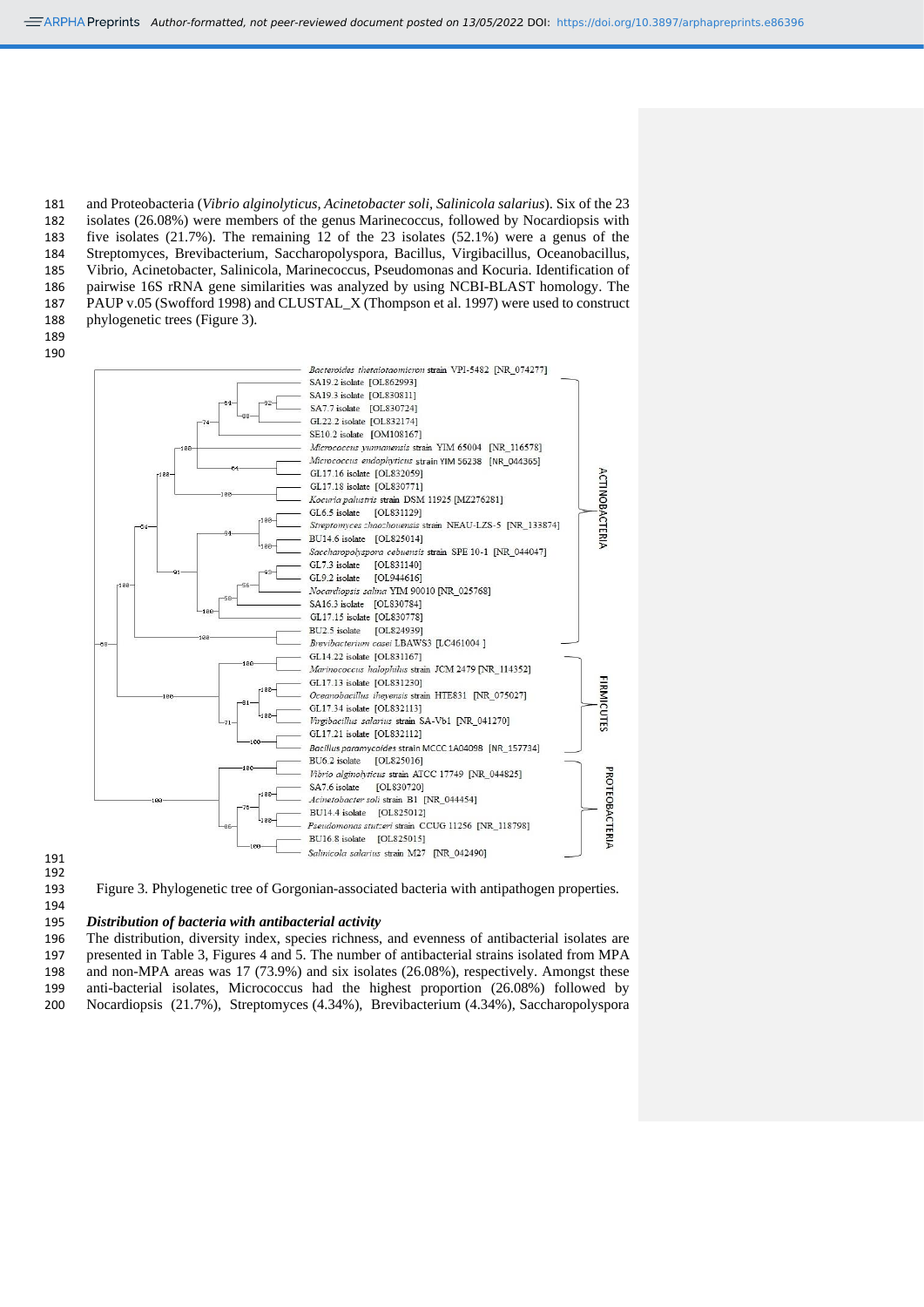and Proteobacteria (*Vibrio alginolyticus, Acinetobacter soli, Salinicola salarius*). Six of the 23 isolates (26.08%) were members of the genus Marinecoccus, followed by Nocardiopsis with five isolates (21.7%). The remaining 12 of the 23 isolates (52.1%) were a genus of the Streptomyces, Brevibacterium, Saccharopolyspora, Bacillus, Virgibacillus, Oceanobacillus, Vibrio, Acinetobacter, Salinicola, Marinecoccus, Pseudomonas and Kocuria. Identification of pairwise 16S rRNA gene similarities was analyzed by using NCBI-BLAST homology. The PAUP v.05 (Swofford 1998) and CLUSTAL_X (Thompson et al. 1997) were used to construct phylogenetic trees (Figure 3).

Figure 3. Phylogenetic tree of Gorgonian-associated bacteria with antipathogen properties.

### *Distribution of bacteria with antibacterial activity*

The distribution, diversity index, species richness, and evenness of antibacterial isolates are presented in Table 3, Figures 4 and 5. The number of antibacterial strains isolated from MPA and non-MPA areas was 17 (73.9%) and six isolates (26.08%), respectively. Amongst these anti-bacterial isolates, Micrococcus had the highest proportion (26.08%) followed by Nocardiopsis (21.7%), Streptomyces (4.34%), Brevibacterium (4.34%), Saccharopolyspora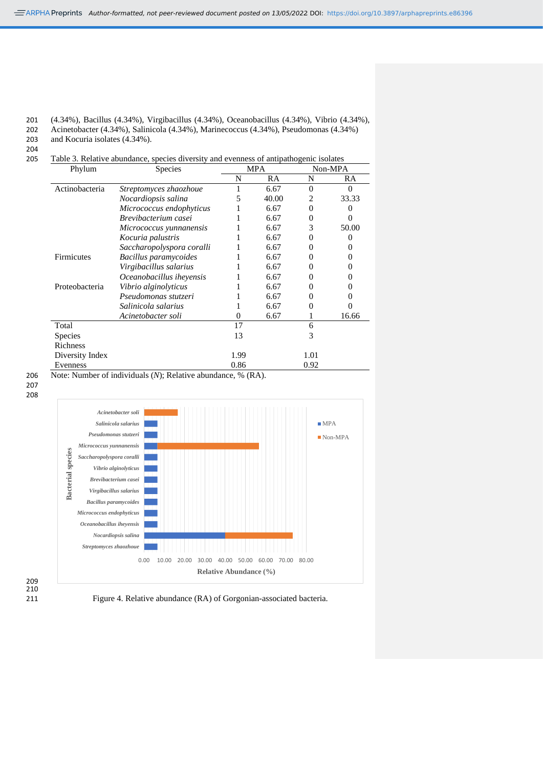(4.34%), Bacillus (4.34%), Virgibacillus (4.34%), Oceanobacillus (4.34%), Vibrio (4.34%), Acinetobacter (4.34%), Salinicola (4.34%), Marinecoccus (4.34%), Pseudomonas (4.34%) and Kocuria isolates (4.34%).

Table 3. Relative abundance, species diversity and evenness of antipathogenic isolates

| Phylum | Species | MPA | | Non-MPA | |
|---|---|---|---|---|---|
| | | N | RA | N | RA |
| Actinobacteria | *Streptomyces zhaozhoue* | 1 | 6.67 | 0 | 0 |
| | *Nocardiopsis salina* | 5 | 40.00 | 2 | 33.33 |
| | *Micrococcus endophyticus* | 1 | 6.67 | 0 | 0 |
| | *Brevibacterium casei* | 1 | 6.67 | 0 | 0 |
| | *Micrococcus yunnanensis* | 1 | 6.67 | 3 | 50.00 |
| | *Kocuria palustris* | 1 | 6.67 | 0 | 0 |
| | *Saccharopolyspora coralli* | 1 | 6.67 | 0 | 0 |
| Firmicutes | *Bacillus paramycoides* | 1 | 6.67 | 0 | 0 |
| | *Virgibacillus salarius* | 1 | 6.67 | 0 | 0 |
| | *Oceanobacillus iheyensis* | 1 | 6.67 | 0 | 0 |
| Proteobacteria | *Vibrio alginolyticus* | 1 | 6.67 | 0 | 0 |
| | *Pseudomonas stutzeri* | 1 | 6.67 | 0 | 0 |
| | *Salinicola salarius* | 1 | 6.67 | 0 | 0 |
| | *Acinetobacter soli* | 0 | 6.67 | 1 | 16.66 |
| Total | | 17 | | 6 | |
| Species Richness | | 13 | | 3 | |
| Diversity Index | | 1.99 | | 1.01 | |
| Evenness | | 0.86 | | 0.92 | |

Note: Number of individuals (*N*); Relative abundance, % (RA).

Figure 4. Relative abundance (RA) of Gorgonian-associated bacteria.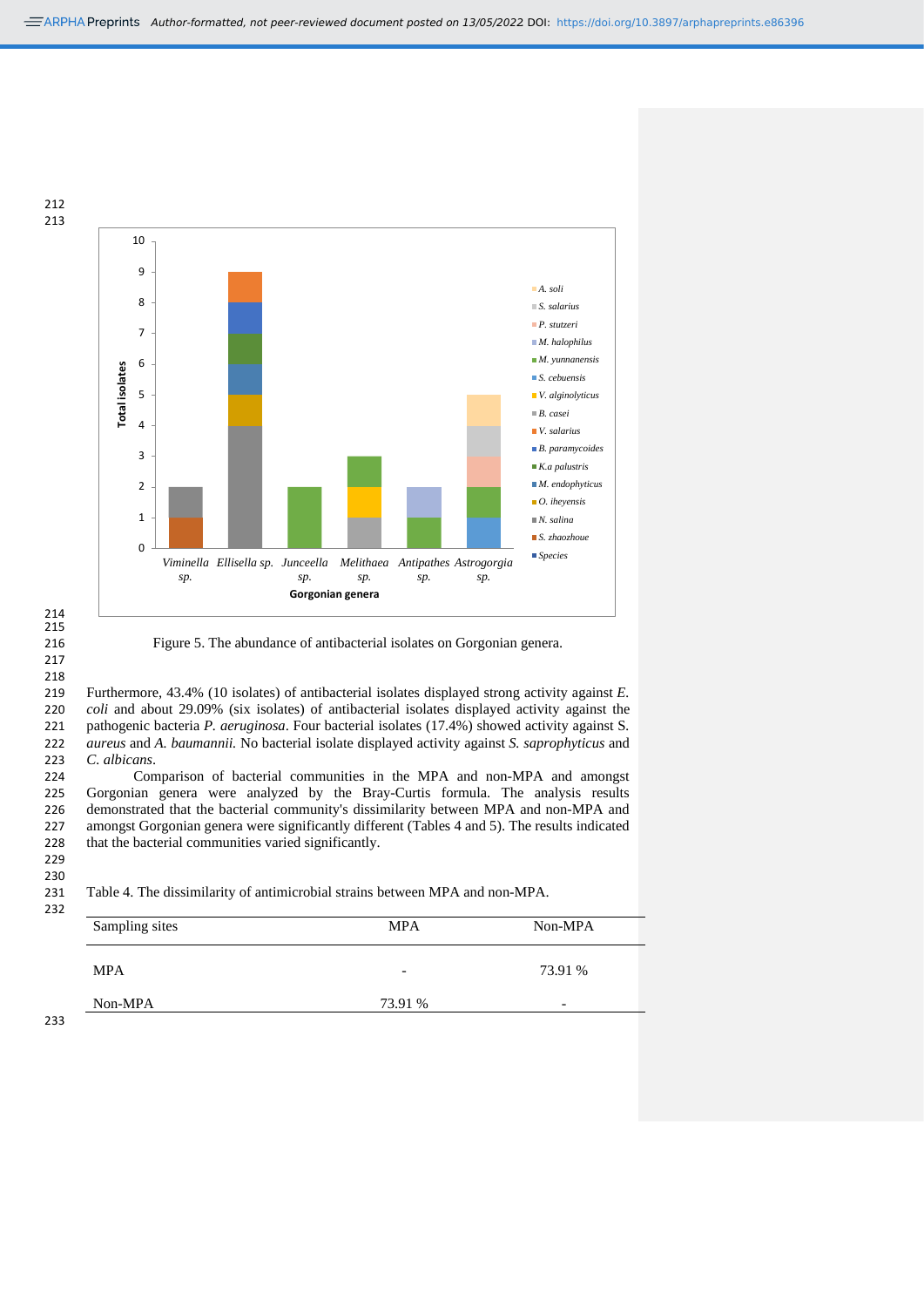Figure 5. The abundance of antibacterial isolates on Gorgonian genera.

Furthermore, 43.4% (10 isolates) of antibacterial isolates displayed strong activity against *E. coli* and about 29.09% (six isolates) of antibacterial isolates displayed activity against the pathogenic bacteria *P. aeruginosa*. Four bacterial isolates (17.4%) showed activity against S. *aureus* and *A. baumannii.* No bacterial isolate displayed activity against *S. saprophyticus* and *C. albicans*.

Comparison of bacterial communities in the MPA and non-MPA and amongst Gorgonian genera were analyzed by the Bray-Curtis formula. The analysis results demonstrated that the bacterial community's dissimilarity between MPA and non-MPA and amongst Gorgonian genera were significantly different (Tables 4 and 5). The results indicated that the bacterial communities varied significantly.

Table 4. The dissimilarity of antimicrobial strains between MPA and non-MPA.

| Sampling sites | MPA | Non-MPA |
|---|---|---|
| MPA | - | 73.91 % |
| Non-MPA | 73.91 % | - |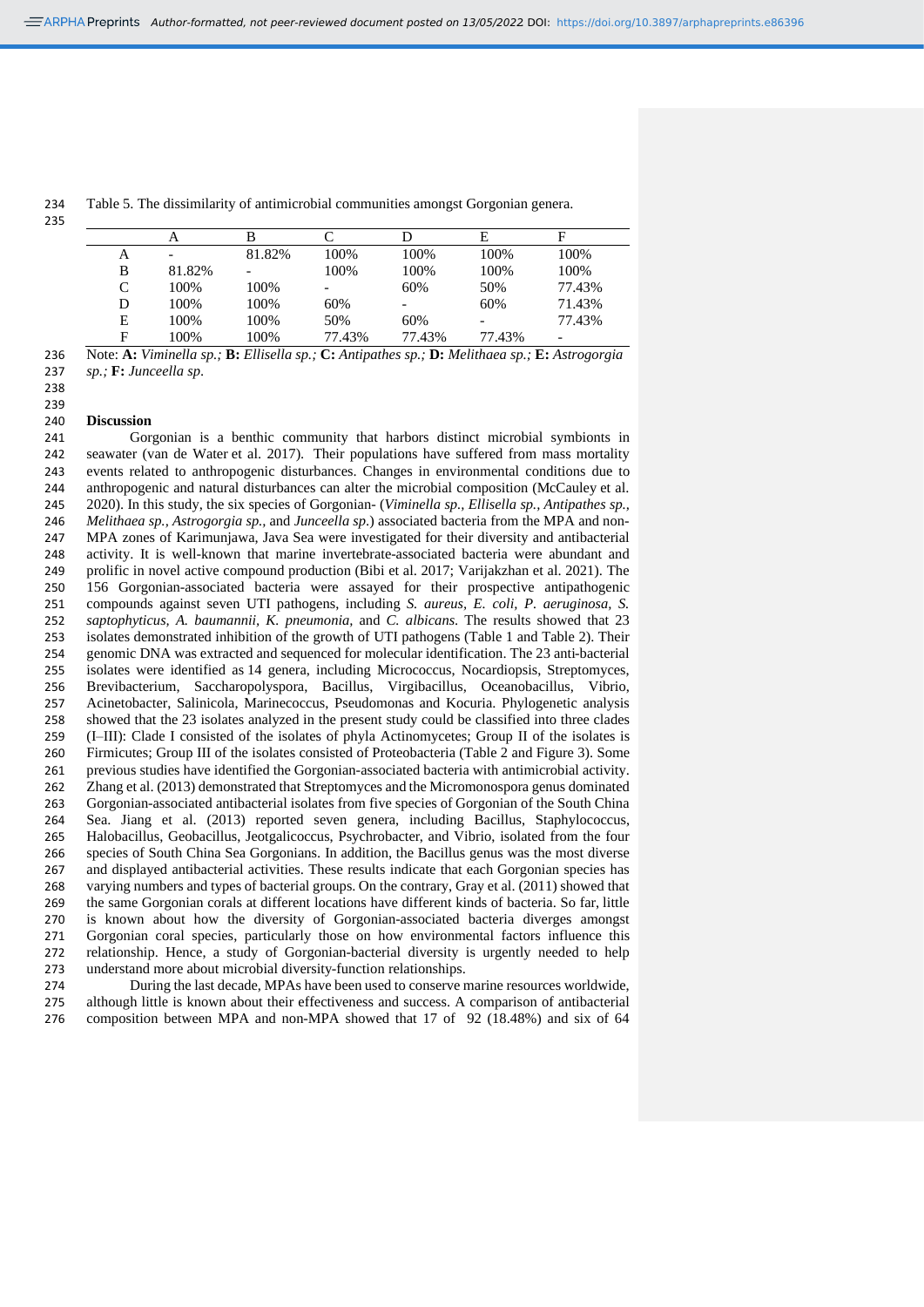Table 5. The dissimilarity of antimicrobial communities amongst Gorgonian genera.

| | A | B | C | D | E | F |
|---|---|---|---|---|---|---|
| A | - | 81.82% | 100% | 100% | 100% | 100% |
| B | 81.82% | - | 100% | 100% | 100% | 100% |
| C | 100% | 100% | - | 60% | 50% | 77.43% |
| D | 100% | 100% | 60% | - | 60% | 71.43% |
| E | 100% | 100% | 50% | 60% | - | 77.43% |
| F | 100% | 100% | 77.43% | 77.43% | 77.43% | - |

Note: **A:** *Viminella sp.;* **B:** *Ellisella sp.;* **C:** *Antipathes sp.;* **D:** *Melithaea sp.;* **E:** *Astrogorgia sp.;* **F:** *Junceella sp.*

## Discussion

Gorgonian is a benthic community that harbors distinct microbial symbionts in seawater (van de Water et al. 2017). Their populations have suffered from mass mortality events related to anthropogenic disturbances. Changes in environmental conditions due to anthropogenic and natural disturbances can alter the microbial composition (McCauley et al. 2020). In this study, the six species of Gorgonian- (*Viminella sp., Ellisella sp., Antipathes sp., Melithaea sp., Astrogorgia sp.,* and *Junceella sp.*) associated bacteria from the MPA and non-MPA zones of Karimunjawa, Java Sea were investigated for their diversity and antibacterial activity. It is well-known that marine invertebrate-associated bacteria were abundant and prolific in novel active compound production (Bibi et al. 2017; Varijakzhan et al. 2021). The 156 Gorgonian-associated bacteria were assayed for their prospective antipathogenic compounds against seven UTI pathogens, including *S. aureus, E. coli, P. aeruginosa, S. saptophyticus, A. baumannii, K. pneumonia,* and *C. albicans.* The results showed that 23 isolates demonstrated inhibition of the growth of UTI pathogens (Table 1 and Table 2). Their genomic DNA was extracted and sequenced for molecular identification. The 23 anti-bacterial isolates were identified as 14 genera, including Micrococcus, Nocardiopsis, Streptomyces, Brevibacterium, Saccharopolyspora, Bacillus, Virgibacillus, Oceanobacillus, Vibrio, Acinetobacter, Salinicola, Marinococcus, Pseudomonas and Kocuria. Phylogenetic analysis showed that the 23 isolates analyzed in the present study could be classified into three clades (I–III): Clade I consisted of the isolates of phyla Actinomycetes; Group II of the isolates is Firmicutes; Group III of the isolates consisted of Proteobacteria (Table 2 and Figure 3). Some previous studies have identified the Gorgonian-associated bacteria with antimicrobial activity. Zhang et al. (2013) demonstrated that Streptomyces and the Micromonospora genus dominated Gorgonian-associated antibacterial isolates from five species of Gorgonian of the South China Sea. Jiang et al. (2013) reported seven genera, including Bacillus, Staphylococcus, Halobacillus, Geobacillus, Jeotgalicoccus, Psychrobacter, and Vibrio, isolated from the four species of South China Sea Gorgonians. In addition, the Bacillus genus was the most diverse and displayed antibacterial activities. These results indicate that each Gorgonian species has varying numbers and types of bacterial groups. On the contrary, Gray et al. (2011) showed that the same Gorgonian corals at different locations have different kinds of bacteria. So far, little is known about how the diversity of Gorgonian-associated bacteria diverges amongst Gorgonian coral species, particularly those on how environmental factors influence this relationship. Hence, a study of Gorgonian-bacterial diversity is urgently needed to help understand more about microbial diversity-function relationships.

During the last decade, MPAs have been used to conserve marine resources worldwide, although little is known about their effectiveness and success. A comparison of antibacterial composition between MPA and non-MPA showed that 17 of 92 (18.48%) and six of 64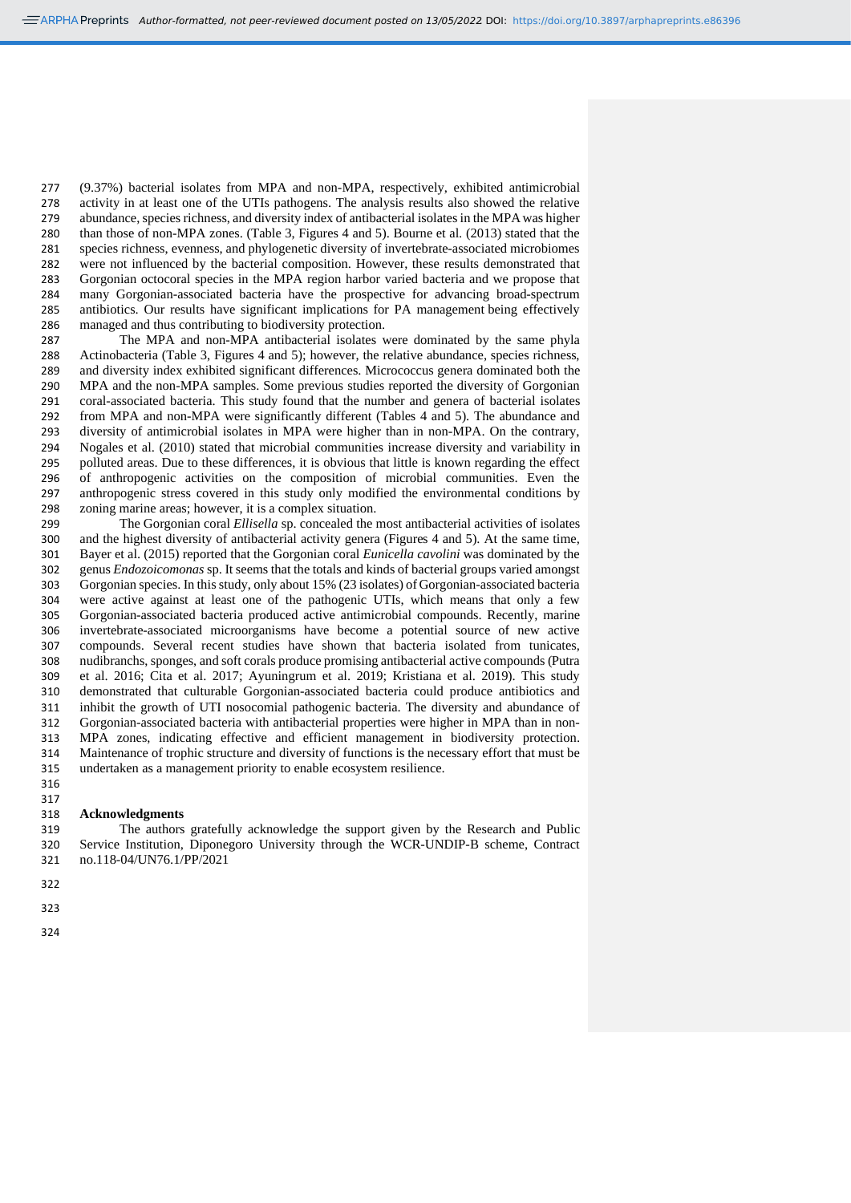(9.37%) bacterial isolates from MPA and non-MPA, respectively, exhibited antimicrobial activity in at least one of the UTIs pathogens. The analysis results also showed the relative abundance, species richness, and diversity index of antibacterial isolates in the MPA was higher than those of non-MPA zones. (Table 3, Figures 4 and 5). Bourne et al. (2013) stated that the species richness, evenness, and phylogenetic diversity of invertebrate-associated microbiomes were not influenced by the bacterial composition. However, these results demonstrated that Gorgonian octocoral species in the MPA region harbor varied bacteria and we propose that many Gorgonian-associated bacteria have the prospective for advancing broad-spectrum antibiotics. Our results have significant implications for PA management being effectively managed and thus contributing to biodiversity protection.

The MPA and non-MPA antibacterial isolates were dominated by the same phyla Actinobacteria (Table 3, Figures 4 and 5); however, the relative abundance, species richness, and diversity index exhibited significant differences. Micrococcus genera dominated both the MPA and the non-MPA samples. Some previous studies reported the diversity of Gorgonian coral-associated bacteria. This study found that the number and genera of bacterial isolates from MPA and non-MPA were significantly different (Tables 4 and 5). The abundance and diversity of antimicrobial isolates in MPA were higher than in non-MPA. On the contrary, Nogales et al. (2010) stated that microbial communities increase diversity and variability in polluted areas. Due to these differences, it is obvious that little is known regarding the effect of anthropogenic activities on the composition of microbial communities. Even the anthropogenic stress covered in this study only modified the environmental conditions by zoning marine areas; however, it is a complex situation.

The Gorgonian coral *Ellisella* sp. concealed the most antibacterial activities of isolates and the highest diversity of antibacterial activity genera (Figures 4 and 5). At the same time, Bayer et al. (2015) reported that the Gorgonian coral *Eunicella cavolini* was dominated by the genus *Endozoicomonas* sp. It seems that the totals and kinds of bacterial groups varied amongst Gorgonian species. In this study, only about 15% (23 isolates) of Gorgonian-associated bacteria were active against at least one of the pathogenic UTIs, which means that only a few Gorgonian-associated bacteria produced active antimicrobial compounds. Recently, marine invertebrate-associated microorganisms have become a potential source of new active compounds. Several recent studies have shown that bacteria isolated from tunicates, nudibranchs, sponges, and soft corals produce promising antibacterial active compounds (Putra et al. 2016; Cita et al. 2017; Ayuningrum et al. 2019; Kristiana et al. 2019). This study demonstrated that culturable Gorgonian-associated bacteria could produce antibiotics and inhibit the growth of UTI nosocomial pathogenic bacteria. The diversity and abundance of Gorgonian-associated bacteria with antibacterial properties were higher in MPA than in non-MPA zones, indicating effective and efficient management in biodiversity protection. Maintenance of trophic structure and diversity of functions is the necessary effort that must be undertaken as a management priority to enable ecosystem resilience.

## Acknowledgments

The authors gratefully acknowledge the support given by the Research and Public Service Institution, Diponegoro University through the WCR-UNDIP-B scheme, Contract no.118-04/UN76.1/PP/2021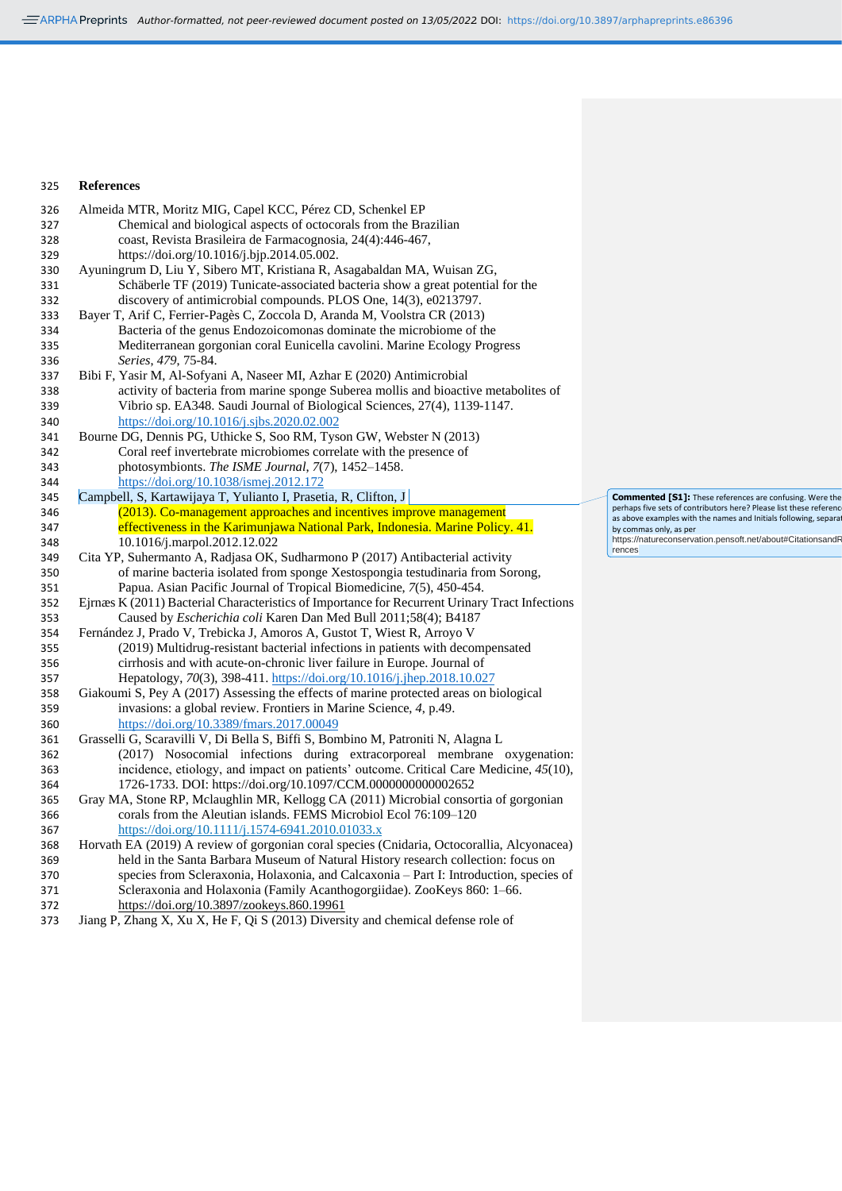## References

Almeida MTR, Moritz MIG, Capel KCC, Pérez CD, Schenkel EP Chemical and biological aspects of octocorals from the Brazilian coast, Revista Brasileira de Farmacognosia, 24(4):446-467, https://doi.org/10.1016/j.bjp.2014.05.002.

Ayuningrum D, Liu Y, Sibero MT, Kristiana R, Asagabaldan MA, Wuisan ZG, Schäberle TF (2019) Tunicate-associated bacteria show a great potential for the discovery of antimicrobial compounds. PLOS One, 14(3), e0213797.

Bayer T, Arif C, Ferrier-Pagès C, Zoccola D, Aranda M, Voolstra CR (2013) Bacteria of the genus Endozoicomonas dominate the microbiome of the Mediterranean gorgonian coral Eunicella cavolini. Marine Ecology Progress *Series*, *479*, 75-84.

Bibi F, Yasir M, Al-Sofyani A, Naseer MI, Azhar E (2020) Antimicrobial activity of bacteria from marine sponge Suberea mollis and bioactive metabolites of Vibrio sp. EA348. Saudi Journal of Biological Sciences, 27(4), 1139-1147. https://doi.org/10.1016/j.sjbs.2020.02.002

Bourne DG, Dennis PG, Uthicke S, Soo RM, Tyson GW, Webster N (2013) Coral reef invertebrate microbiomes correlate with the presence of photosymbionts. *The ISME Journal*, *7*(7), 1452–1458. https://doi.org/10.1038/ismej.2012.172

Campbell, S, Kartawijaya T, Yulianto I, Prasetia, R, Clifton, J (2013). Co-management approaches and incentives improve management effectiveness in the Karimunjawa National Park, Indonesia. Marine Policy. 41. 10.1016/j.marpol.2012.12.022

Cita YP, Suhermanto A, Radjasa OK, Sudharmono P (2017) Antibacterial activity of marine bacteria isolated from sponge Xestospongia testudinaria from Sorong, Papua. Asian Pacific Journal of Tropical Biomedicine, *7*(5), 450-454.

Ejrnæs K (2011) Bacterial Characteristics of Importance for Recurrent Urinary Tract Infections Caused by *Escherichia coli* Karen Dan Med Bull 2011;58(4); B4187

Fernández J, Prado V, Trebicka J, Amoros A, Gustot T, Wiest R, Arroyo V (2019) Multidrug-resistant bacterial infections in patients with decompensated cirrhosis and with acute-on-chronic liver failure in Europe. Journal of Hepatology, *70*(3), 398-411. https://doi.org/10.1016/j.jhep.2018.10.027

Giakoumi S, Pey A (2017) Assessing the effects of marine protected areas on biological invasions: a global review. Frontiers in Marine Science, *4*, p.49. https://doi.org/10.3389/fmars.2017.00049

Grasselli G, Scaravilli V, Di Bella S, Biffi S, Bombino M, Patroniti N, Alagna L (2017) Nosocomial infections during extracorporeal membrane oxygenation: incidence, etiology, and impact on patients' outcome. Critical Care Medicine, *45*(10), 1726-1733. DOI: https://doi.org/10.1097/CCM.0000000000002652

Gray MA, Stone RP, Mclaughlin MR, Kellogg CA (2011) Microbial consortia of gorgonian corals from the Aleutian islands. FEMS Microbiol Ecol 76:109–120 https://doi.org/10.1111/j.1574-6941.2010.01033.x

Horvath EA (2019) A review of gorgonian coral species (Cnidaria, Octocorallia, Alcyonacea) held in the Santa Barbara Museum of Natural History research collection: focus on species from Scleraxonia, Holaxonia, and Calcaxonia – Part I: Introduction, species of Scleraxonia and Holaxonia (Family Acanthogorgiidae). ZooKeys 860: 1–66. https://doi.org/10.3897/zookeys.860.19961

Jiang P, Zhang X, Xu X, He F, Qi S (2013) Diversity and chemical defense role of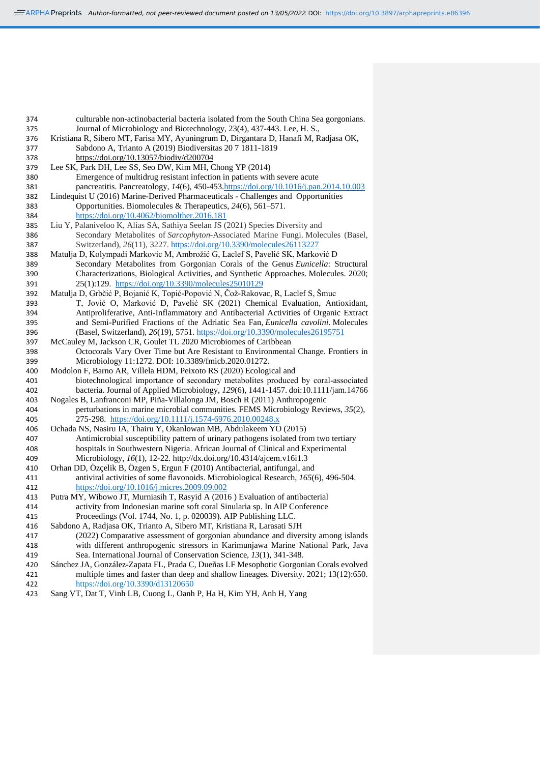culturable non-actinobacterial bacteria isolated from the South China Sea gorgonians. Journal of Microbiology and Biotechnology, 23(4), 437-443. Lee, H. S.,

Kristiana R, Sibero MT, Farisa MY, Ayuningrum D, Dirgantara D, Hanafi M, Radjasa OK, Sabdono A, Trianto A (2019) Biodiversitas 20 7 1811-1819 https://doi.org/10.13057/biodiv/d200704

Lee SK, Park DH, Lee SS, Seo DW, Kim MH, Chong YP (2014) Emergence of multidrug resistant infection in patients with severe acute pancreatitis. Pancreatology, *14*(6), 450-453.https://doi.org/10.1016/j.pan.2014.10.003

Lindequist U (2016) Marine-Derived Pharmaceuticals - Challenges and Opportunities Opportunities. Biomolecules & Therapeutics, *24*(6), 561–571. https://doi.org/10.4062/biomolther.2016.181

Liu Y, Palaniveloo K, Alias SA, Sathiya Seelan JS (2021) Species Diversity and Secondary Metabolites of *Sarcophyton*-Associated Marine Fungi. Molecules (Basel, Switzerland), *26*(11), 3227. https://doi.org/10.3390/molecules26113227

Matulja D, Kolympadi Markovic M, Ambrožić G, Laclef S, Pavelić SK, Marković D Secondary Metabolites from Gorgonian Corals of the Genus *Eunicella*: Structural Characterizations, Biological Activities, and Synthetic Approaches. Molecules. 2020; 25(1):129. https://doi.org/10.3390/molecules25010129

Matulja D, Grbčić P, Bojanić K, Topić-Popović N, Čož-Rakovac, R, Laclef S, Šmuc T, Jović O, Marković D, Pavelić SK (2021) Chemical Evaluation, Antioxidant, Antiproliferative, Anti-Inflammatory and Antibacterial Activities of Organic Extract and Semi-Purified Fractions of the Adriatic Sea Fan, *Eunicella cavolini*. Molecules (Basel, Switzerland), *26*(19), 5751. https://doi.org/10.3390/molecules26195751

McCauley M, Jackson CR, Goulet TL 2020 Microbiomes of Caribbean Octocorals Vary Over Time but Are Resistant to Environmental Change. Frontiers in Microbiology 11:1272. DOI: 10.3389/fmicb.2020.01272.

Modolon F, Barno AR, Villela HDM, Peixoto RS (2020) Ecological and biotechnological importance of secondary metabolites produced by coral-associated bacteria. Journal of Applied Microbiology, *129*(6), 1441-1457. doi:10.1111/jam.14766

Nogales B, Lanfranconi MP, Piña-Villalonga JM, Bosch R (2011) Anthropogenic perturbations in marine microbial communities. FEMS Microbiology Reviews, *35*(2), 275-298. https://doi.org/10.1111/j.1574-6976.2010.00248.x

Ochada NS, Nasiru IA, Thairu Y, Okanlowan MB, Abdulakeem YO (2015) Antimicrobial susceptibility pattern of urinary pathogens isolated from two tertiary hospitals in Southwestern Nigeria. African Journal of Clinical and Experimental Microbiology, *16*(1), 12-22. http://dx.doi.org/10.4314/ajcem.v16i1.3

Orhan DD, Özçelik B, Özgen S, Ergun F (2010) Antibacterial, antifungal, and antiviral activities of some flavonoids. Microbiological Research, *165*(6), 496-504. https://doi.org/10.1016/j.micres.2009.09.002

Putra MY, Wibowo JT, Murniasih T, Rasyid A (2016 ) Evaluation of antibacterial activity from Indonesian marine soft coral Sinularia sp. In AIP Conference Proceedings (Vol. 1744, No. 1, p. 020039). AIP Publishing LLC.

Sabdono A, Radjasa OK, Trianto A, Sibero MT, Kristiana R, Larasati SJH (2022) Comparative assessment of gorgonian abundance and diversity among islands with different anthropogenic stressors in Karimunjawa Marine National Park, Java Sea. International Journal of Conservation Science, *13*(1), 341-348.

Sánchez JA, González-Zapata FL, Prada C, Dueñas LF Mesophotic Gorgonian Corals evolved multiple times and faster than deep and shallow lineages. Diversity. 2021; 13(12):650. https://doi.org/10.3390/d13120650

Sang VT, Dat T, Vinh LB, Cuong L, Oanh P, Ha H, Kim YH, Anh H, Yang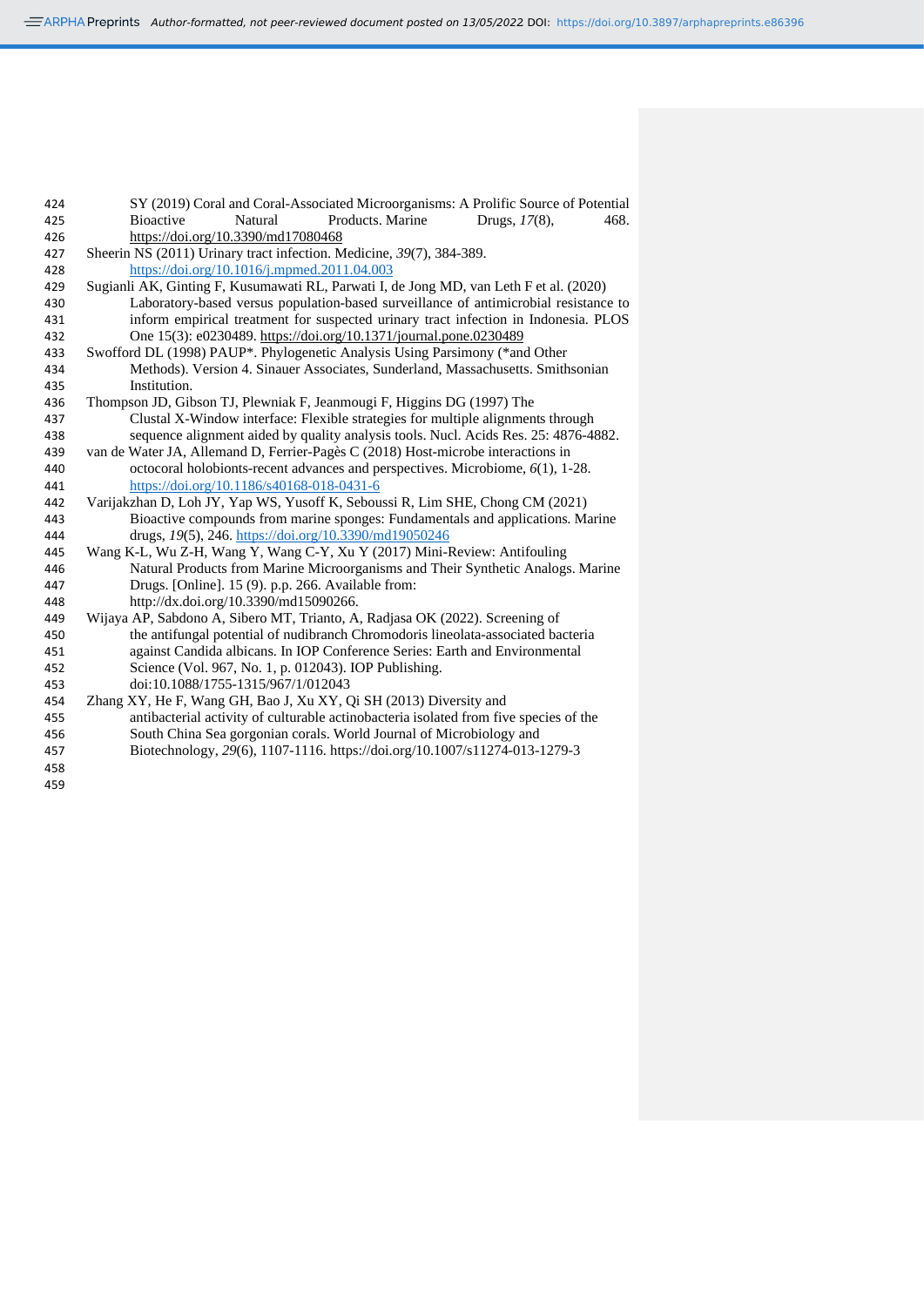SY (2019) Coral and Coral-Associated Microorganisms: A Prolific Source of Potential Bioactive Natural Products. Marine Drugs, *17*(8), 468. https://doi.org/10.3390/md17080468

Sheerin NS (2011) Urinary tract infection. Medicine, *39*(7), 384-389. https://doi.org/10.1016/j.mpmed.2011.04.003

Sugianli AK, Ginting F, Kusumawati RL, Parwati I, de Jong MD, van Leth F et al. (2020) Laboratory-based versus population-based surveillance of antimicrobial resistance to inform empirical treatment for suspected urinary tract infection in Indonesia. PLOS One 15(3): e0230489. https://doi.org/10.1371/journal.pone.0230489

Swofford DL (1998) PAUP*. Phylogenetic Analysis Using Parsimony (*and Other Methods). Version 4. Sinauer Associates, Sunderland, Massachusetts. Smithsonian Institution.

Thompson JD, Gibson TJ, Plewniak F, Jeanmougi F, Higgins DG (1997) The Clustal X-Window interface: Flexible strategies for multiple alignments through sequence alignment aided by quality analysis tools. Nucl. Acids Res. 25: 4876-4882.

van de Water JA, Allemand D, Ferrier-Pagès C (2018) Host-microbe interactions in octocoral holobionts-recent advances and perspectives. Microbiome, *6*(1), 1-28. https://doi.org/10.1186/s40168-018-0431-6

Varijakzhan D, Loh JY, Yap WS, Yusoff K, Seboussi R, Lim SHE, Chong CM (2021) Bioactive compounds from marine sponges: Fundamentals and applications. Marine drugs, *19*(5), 246. https://doi.org/10.3390/md19050246

Wang K-L, Wu Z-H, Wang Y, Wang C-Y, Xu Y (2017) Mini-Review: Antifouling Natural Products from Marine Microorganisms and Their Synthetic Analogs. Marine Drugs. [Online]. 15 (9). p.p. 266. Available from: http://dx.doi.org/10.3390/md15090266.

Wijaya AP, Sabdono A, Sibero MT, Trianto, A, Radjasa OK (2022). Screening of the antifungal potential of nudibranch Chromodoris lineolata-associated bacteria against Candida albicans. In IOP Conference Series: Earth and Environmental Science (Vol. 967, No. 1, p. 012043). IOP Publishing. doi:10.1088/1755-1315/967/1/012043

Zhang XY, He F, Wang GH, Bao J, Xu XY, Qi SH (2013) Diversity and antibacterial activity of culturable actinobacteria isolated from five species of the South China Sea gorgonian corals. World Journal of Microbiology and Biotechnology, *29*(6), 1107-1116. https://doi.org/10.1007/s11274-013-1279-3